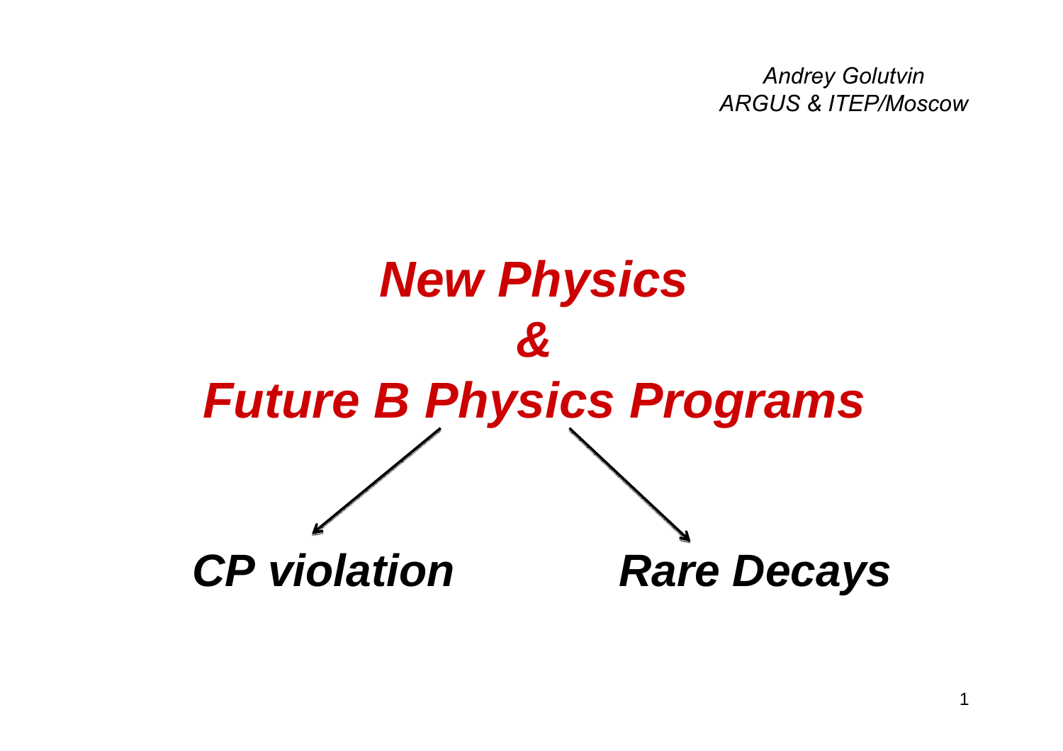*Andrey Golutvin*
*ARGUS & ITEP/Moscow*

# *New Physics*
# *&*
# *Future B Physics Programs*

***CP violation*** ***Rare Decays***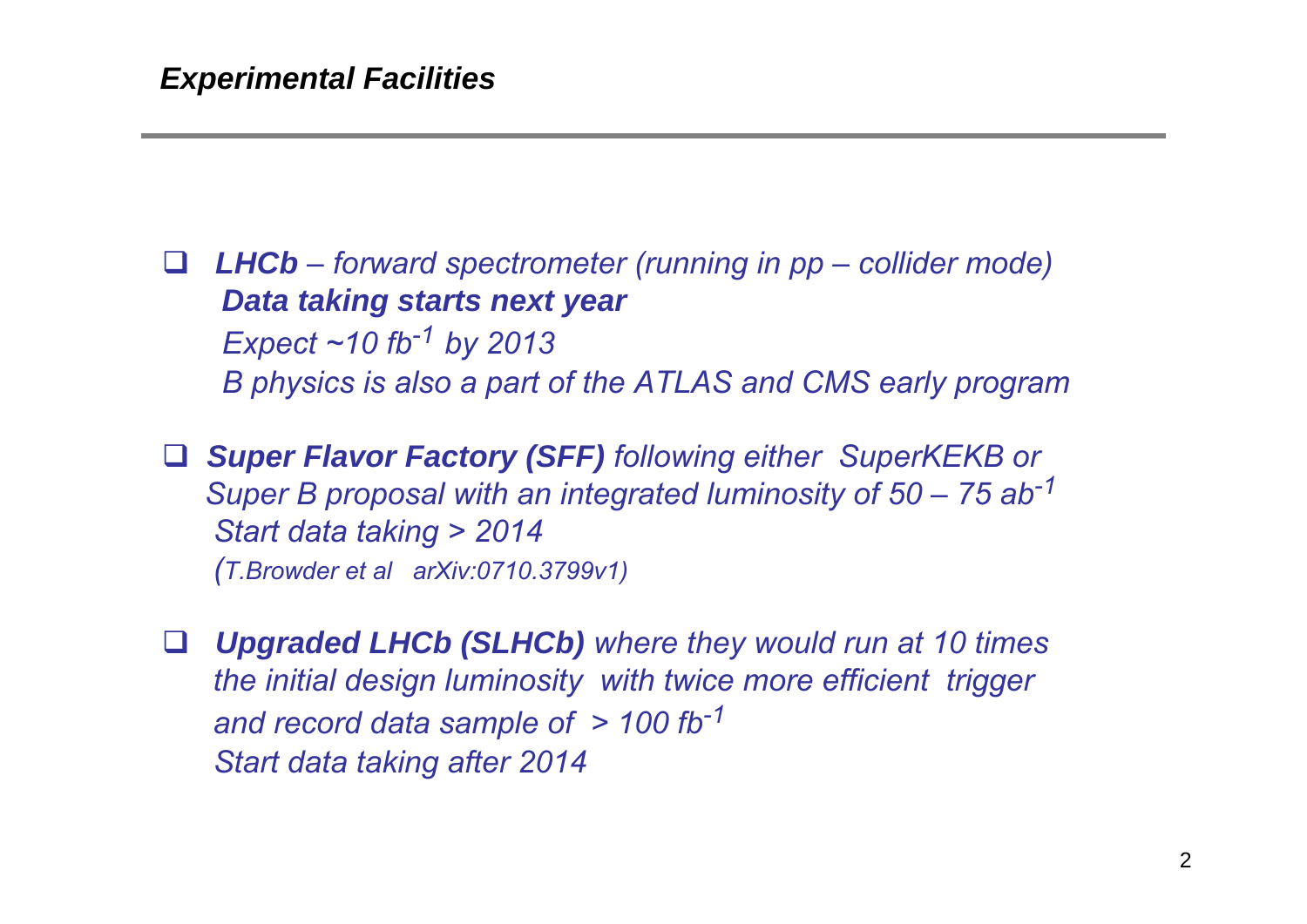## *Experimental Facilities*

- ***LHCb*** *– forward spectrometer (running in pp – collider mode)*
  ***Data taking starts next year***
  *Expect ~10 $fb^{-1}$ by 2013*
  *B physics is also a part of the ATLAS and CMS early program*

- ***Super Flavor Factory (SFF)*** *following either SuperKEKB or Super B proposal with an integrated luminosity of 50 – 75 $ab^{-1}$*
  *Start data taking > 2014*
  *(T.Browder et al arXiv:0710.3799v1)*

- ***Upgraded LHCb (SLHCb)*** *where they would run at 10 times the initial design luminosity with twice more efficient trigger and record data sample of > 100 $fb^{-1}$*
  *Start data taking after 2014*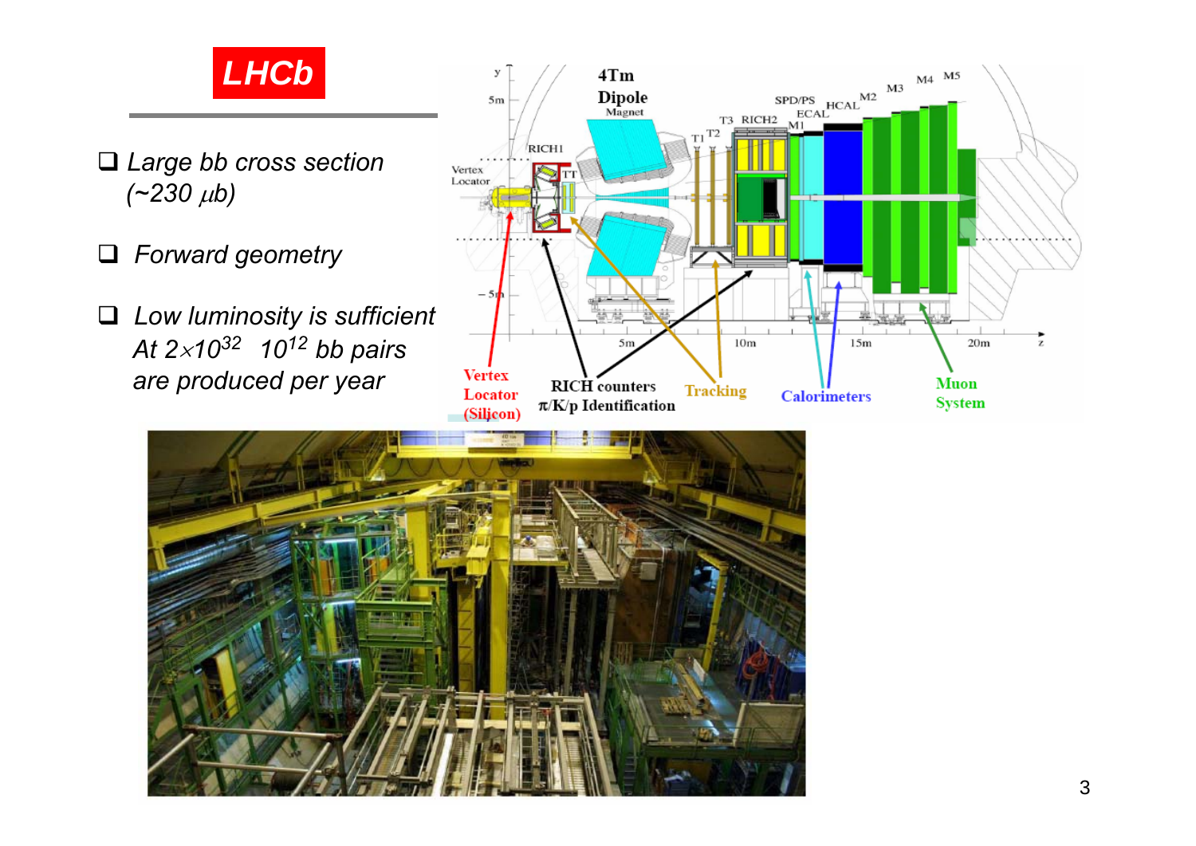# LHCb

- Large bb cross section (~230 $\mu$b)
- Forward geometry
- Low luminosity is sufficient
  At $2 \times 10^{32}$ $10^{12}$ bb pairs are produced per year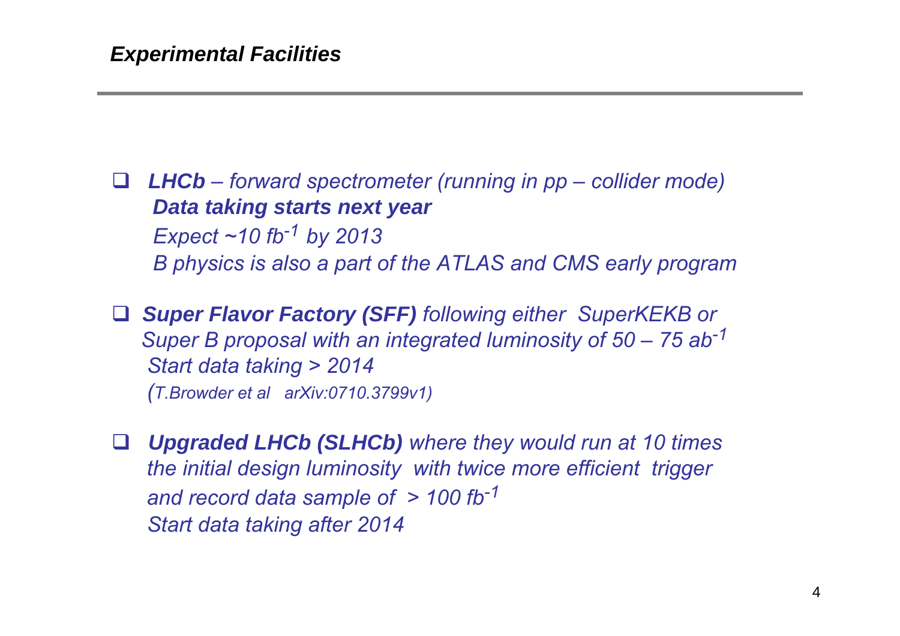## *Experimental Facilities*

- ***LHCb** – forward spectrometer (running in pp – collider mode)*
  ***Data taking starts next year***
  *Expect ~10 $fb^{-1}$ by 2013*
  *B physics is also a part of the ATLAS and CMS early program*

- ***Super Flavor Factory (SFF)** following either SuperKEKB or Super B proposal with an integrated luminosity of 50 – 75 $ab^{-1}$*
  *Start data taking > 2014*
  *(T.Browder et al arXiv:0710.3799v1)*

- ***Upgraded LHCb (SLHCb)** where they would run at 10 times the initial design luminosity with twice more efficient trigger and record data sample of > 100 $fb^{-1}$*
  *Start data taking after 2014*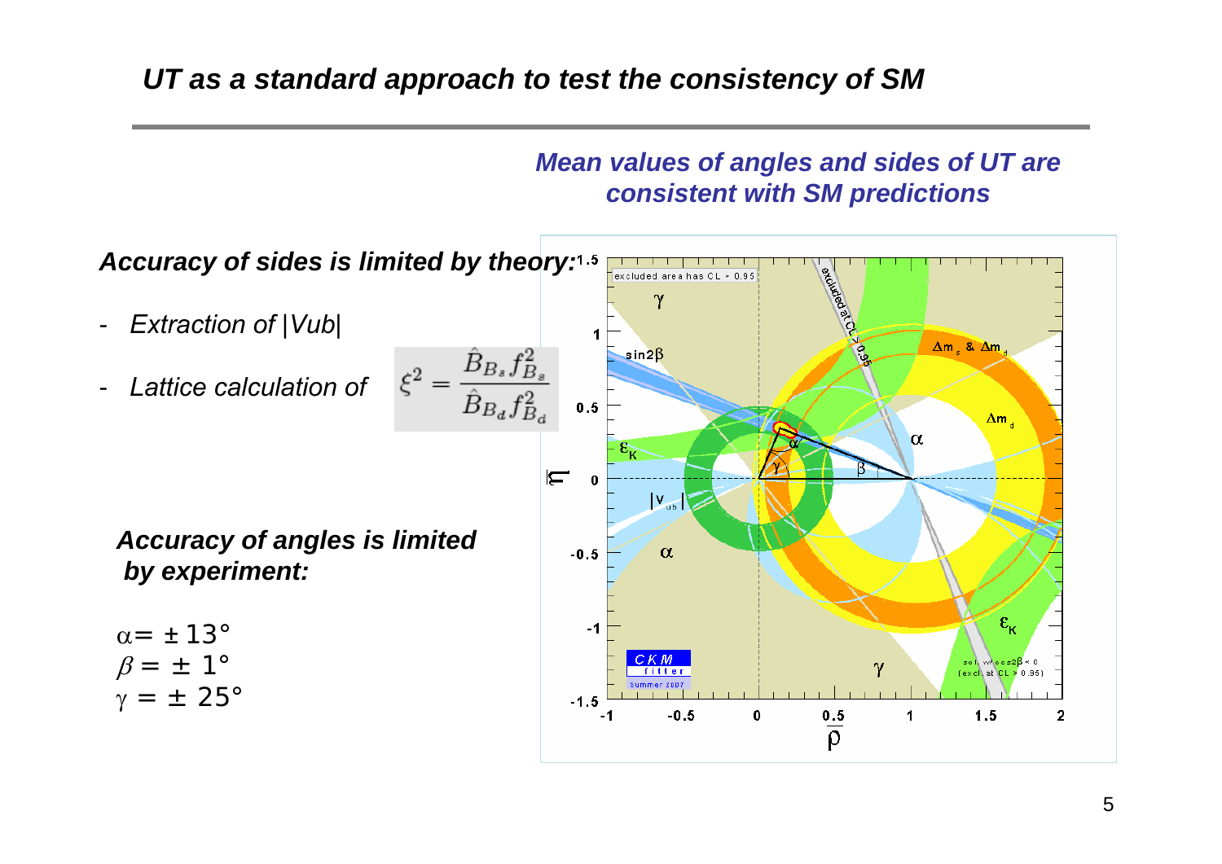## *UT as a standard approach to test the consistency of SM*

***Mean values of angles and sides of UT are consistent with SM predictions***

***Accuracy of sides is limited by theory:***

- *Extraction of |Vub|*
- *Lattice calculation of* $\xi^2 = \frac{\hat{B}_{B_s} f_{B_s}^2}{\hat{B}_{B_d} f_{B_d}^2}$

***Accuracy of angles is limited by experiment:***

$\alpha = \pm 13°$
$\beta = \pm 1°$
$\gamma = \pm 25°$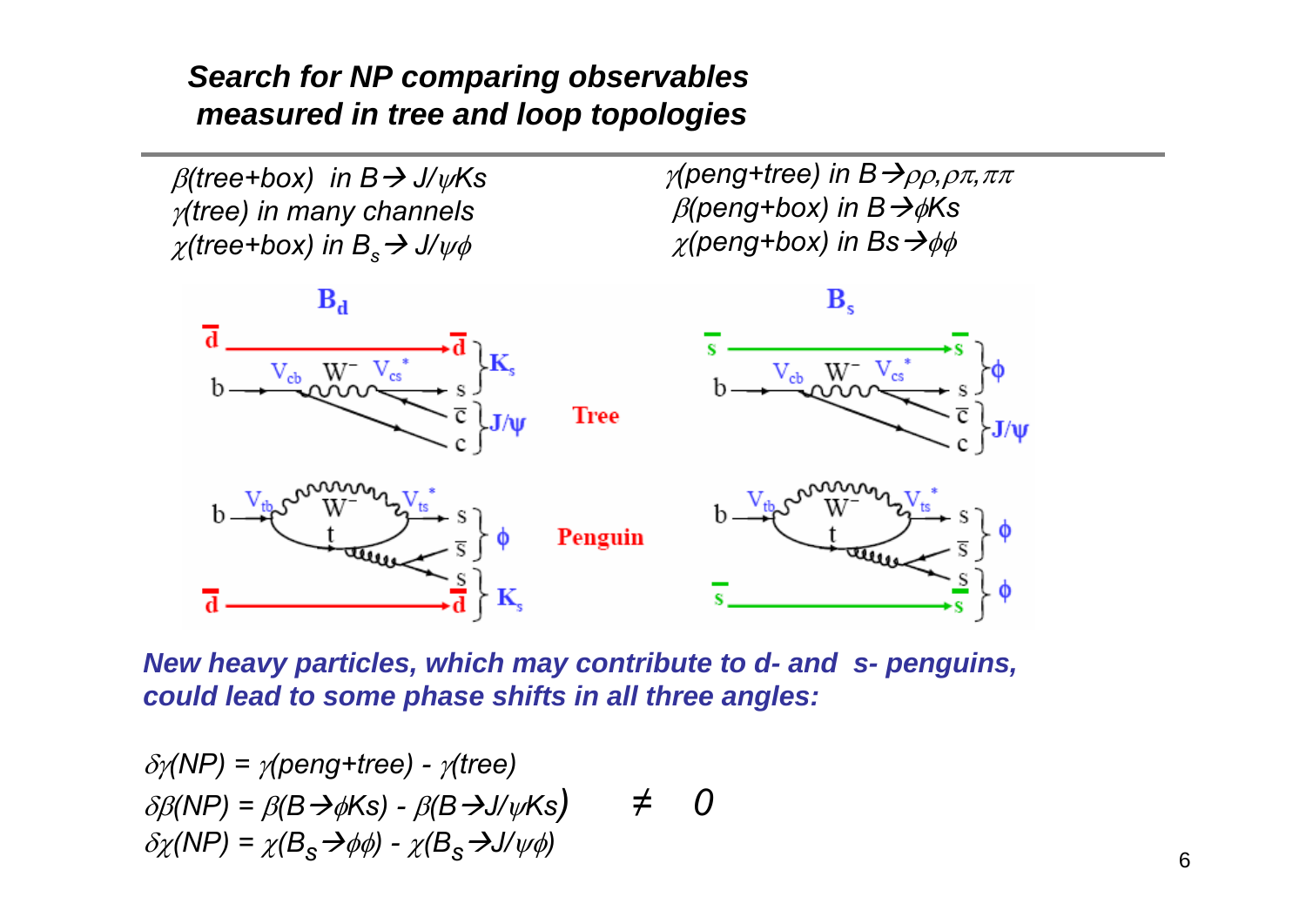## *Search for NP comparing observables measured in tree and loop topologies*

*$\beta$(tree+box) in $B \to J/\psi Ks$*
*$\gamma$(tree) in many channels*
*$\chi$(tree+box) in $B_s \to J/\psi\phi$*

*$\gamma$(peng+tree) in $B \to \rho\rho, \rho\pi, \pi\pi$*
*$\beta$(peng+box) in $B \to \phi Ks$*
*$\chi$(peng+box) in $Bs \to \phi\phi$*

$B_d$ | $B_s$

Tree

Penguin

***New heavy particles, which may contribute to d- and s- penguins, could lead to some phase shifts in all three angles:***

*$\delta\gamma(NP) = \gamma(\text{peng+tree}) - \gamma(\text{tree})$*
*$\delta\beta(NP) = \beta(B \to \phi Ks) - \beta(B \to J/\psi Ks)$*   $\neq 0$
*$\delta\chi(NP) = \chi(B_s \to \phi\phi) - \chi(B_s \to J/\psi\phi)$*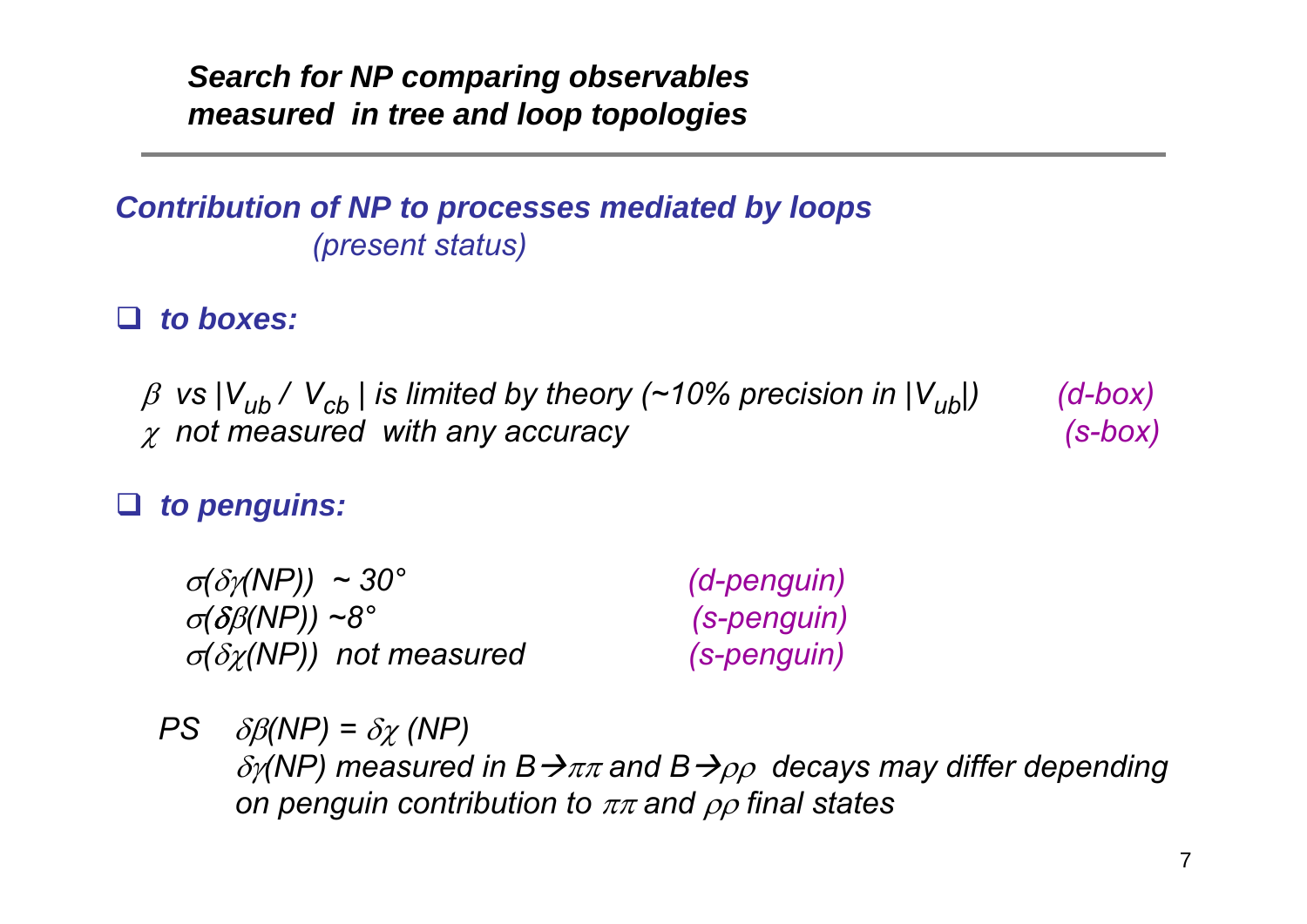# *Search for NP comparing observables measured in tree and loop topologies*

## *Contribution of NP to processes mediated by loops*
*(present status)*

- ***to boxes:***

  $\beta$ *vs* $|V_{ub} / V_{cb}|$ *is limited by theory (~10% precision in* $|V_{ub}|$*)* *(d-box)*
  $\chi$ *not measured with any accuracy* *(s-box)*

- ***to penguins:***

  $\sigma(\delta\gamma(NP))$ ~ 30° *(d-penguin)*
  $\sigma(\delta\beta(NP))$ ~8° *(s-penguin)*
  $\sigma(\delta\chi(NP))$ *not measured* *(s-penguin)*

*PS* $\delta\beta(NP) = \delta\chi(NP)$
$\delta\gamma(NP)$ *measured in* $B \rightarrow \pi\pi$ *and* $B \rightarrow \rho\rho$ *decays may differ depending on penguin contribution to* $\pi\pi$ *and* $\rho\rho$ *final states*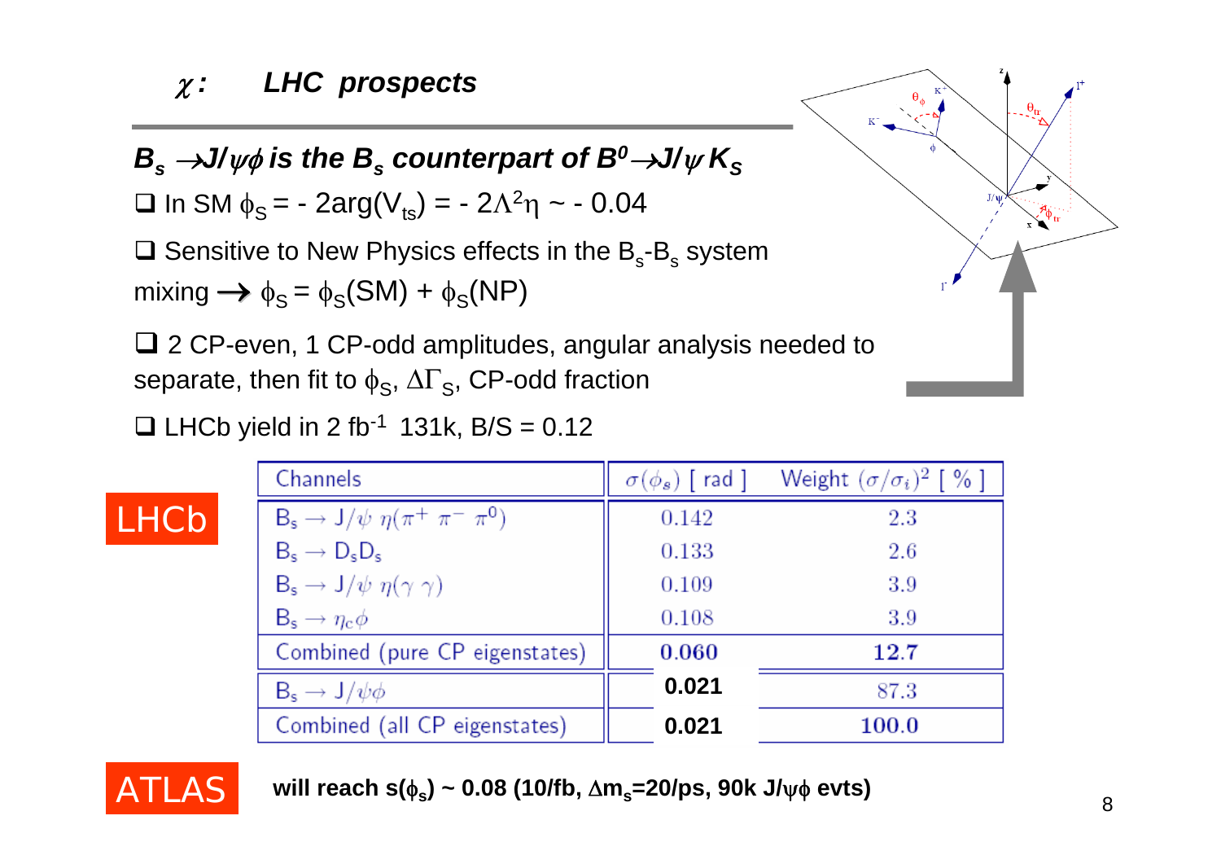# $\chi$: LHC prospects

## $B_s \to J/\psi\phi$ is the $B_s$ counterpart of $B^0 \to J/\psi K_S$

- In SM $\phi_S = -2\arg(V_{ts}) = -2\Lambda^2\eta \sim -0.04$
- Sensitive to New Physics effects in the $B_s$-$B_s$ system mixing $\rightarrow \phi_S = \phi_S(SM) + \phi_S(NP)$
- 2 CP-even, 1 CP-odd amplitudes, angular analysis needed to separate, then fit to $\phi_S$, $\Delta\Gamma_S$, CP-odd fraction
- LHCb yield in 2 $fb^{-1}$ 131k, B/S = 0.12

**LHCb**

| Channels | $\sigma(\phi_s)$ [ rad ] | Weight $(\sigma/\sigma_i)^2$ [ % ] |
|---|---|---|
| $B_s \to J/\psi\ \eta(\pi^+\ \pi^-\ \pi^0)$ | 0.142 | 2.3 |
| $B_s \to D_s D_s$ | 0.133 | 2.6 |
| $B_s \to J/\psi\ \eta(\gamma\ \gamma)$ | 0.109 | 3.9 |
| $B_s \to \eta_c \phi$ | 0.108 | 3.9 |
| Combined (pure CP eigenstates) | **0.060** | **12.7** |
| $B_s \to J/\psi\phi$ | **0.021** | 87.3 |
| Combined (all CP eigenstates) | **0.021** | **100.0** |

**ATLAS**

**will reach $s(\phi_s) \sim 0.08$ (10/fb, $\Delta m_s$=20/ps, 90k $J/\psi\phi$ evts)**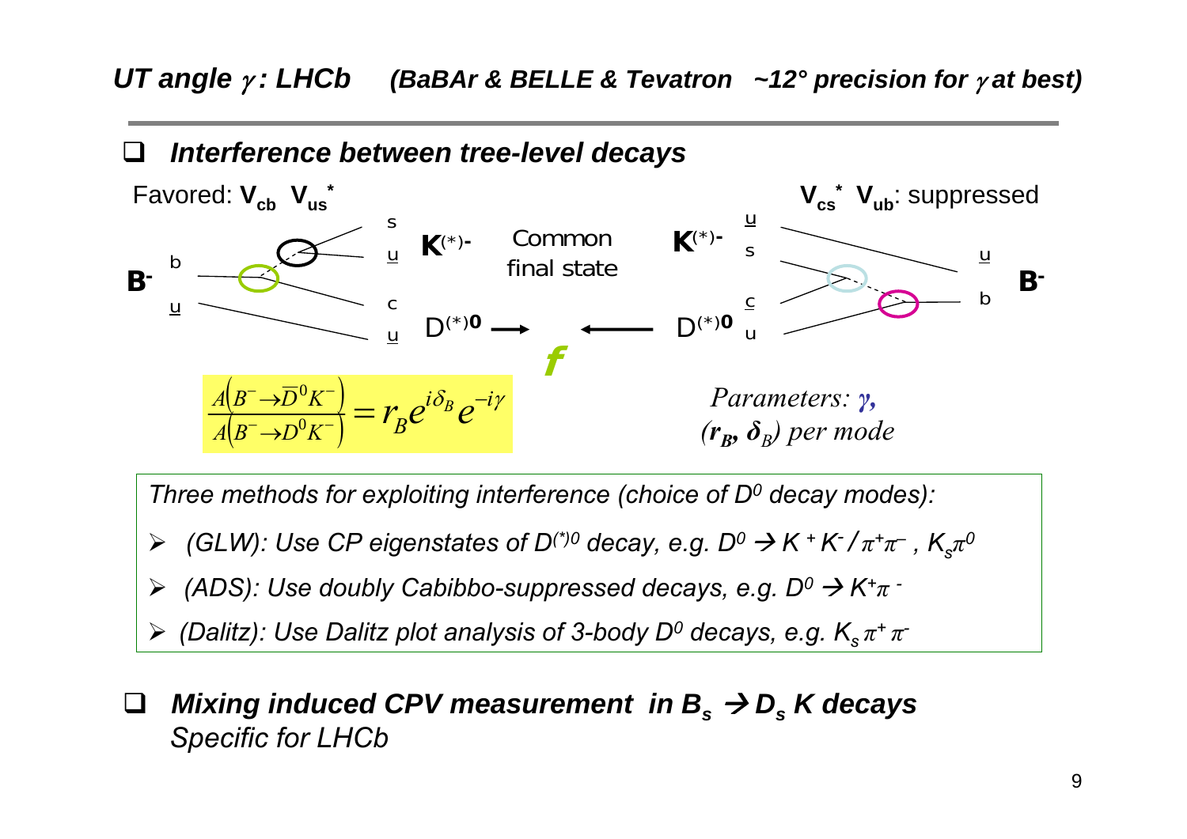## *UT angle $\gamma$: LHCb* *(BaBAr & BELLE & Tevatron ~12° precision for $\gamma$ at best)*

- ***Interference between tree-level decays***

Favored: $V_{cb}\ V_{us}^{*}$

$V_{cs}^{*}\ V_{ub}$: suppressed

$B^-$ b u → s u $K^{(*)-}$, c u $D^{(*)0}$ → Common final state *f* ← $K^{(*)-}$ u s, $D^{(*)0}$ c u ← u b $B^-$

$$\frac{A\left(B^- \to \bar{D}^0 K^-\right)}{A\left(B^- \to D^0 K^-\right)} = r_B e^{i\delta_B} e^{-i\gamma}$$

*Parameters: $\gamma$, ($r_B$, $\delta_B$) per mode*

*Three methods for exploiting interference (choice of $D^0$ decay modes):*

- *(GLW): Use CP eigenstates of $D^{(*)0}$ decay, e.g. $D^0 \to K^+K^- / \pi^+\pi^-$ , $K_s\pi^0$*
- *(ADS): Use doubly Cabibbo-suppressed decays, e.g. $D^0 \to K^+\pi^-$*
- *(Dalitz): Use Dalitz plot analysis of 3-body $D^0$ decays, e.g. $K_s\pi^+\pi^-$*

- ***Mixing induced CPV measurement in $B_s \to D_s K$ decays***
  *Specific for LHCb*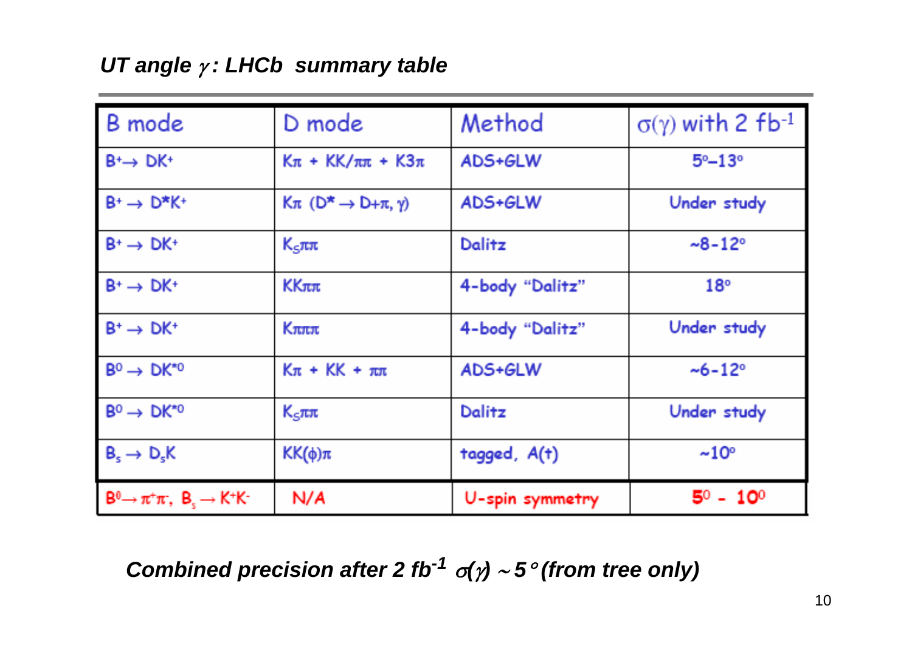## *UT angle $\gamma$: LHCb summary table*

| B mode | D mode | Method | $\sigma(\gamma)$ with 2 $fb^{-1}$ |
|---|---|---|---|
| $B^+ \to DK^+$ | $K\pi$ + $KK/\pi\pi$ + $K3\pi$ | ADS+GLW | $5^\circ$–$13^\circ$ |
| $B^+ \to D^*K^+$ | $K\pi$ ($D^* \to D+\pi, \gamma$) | ADS+GLW | Under study |
| $B^+ \to DK^+$ | $K_S\pi\pi$ | Dalitz | ~$8$-$12^\circ$ |
| $B^+ \to DK^+$ | $KK\pi\pi$ | 4-body "Dalitz" | $18^\circ$ |
| $B^+ \to DK^+$ | $K\pi\pi\pi$ | 4-body "Dalitz" | Under study |
| $B^0 \to DK^{*0}$ | $K\pi$ + $KK$ + $\pi\pi$ | ADS+GLW | ~$6$-$12^\circ$ |
| $B^0 \to DK^{*0}$ | $K_S\pi\pi$ | Dalitz | Under study |
| $B_s \to D_sK$ | $KK(\phi)\pi$ | tagged, A(t) | ~$10^\circ$ |
| $B^0 \to \pi^+\pi^-$, $B_s \to K^+K^-$ | N/A | U-spin symmetry | $5^0$ - $10^0$ |

***Combined precision after 2 $fb^{-1}$ $\sigma(\gamma) \sim 5^\circ$ (from tree only)***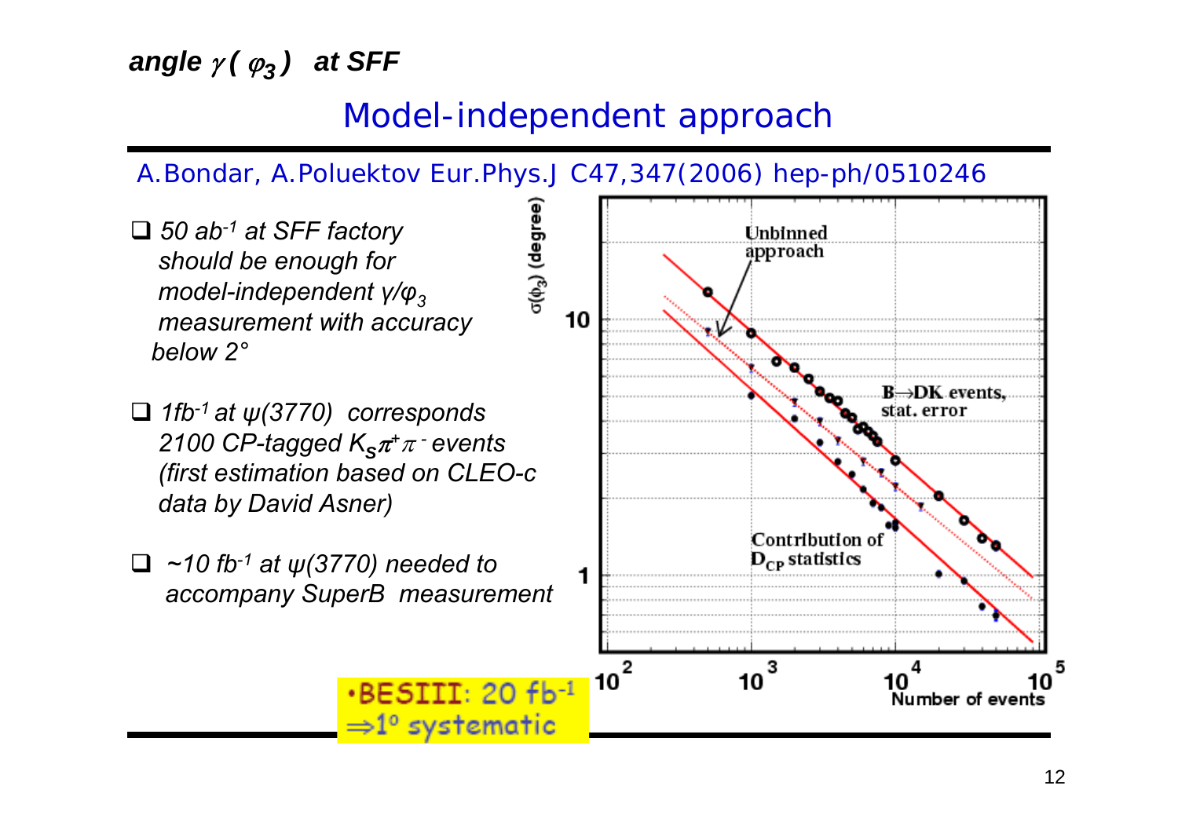***angle $\gamma$ ( $\varphi_3$ ) at SFF***

## Model-independent approach

A.Bondar, A.Poluektov Eur.Phys.J C47,347(2006) hep-ph/0510246

- *50 $ab^{-1}$ at SFF factory should be enough for model-independent $\gamma/\varphi_3$ measurement with accuracy below 2°*
- *1$fb^{-1}$ at $\psi(3770)$ corresponds 2100 CP-tagged $K_S\pi^+\pi^-$ events (first estimation based on CLEO-c data by David Asner)*
- *~10 $fb^{-1}$ at $\psi(3770)$ needed to accompany SuperB measurement*

•BESIII: 20 $fb^{-1}$ ⇒1° systematic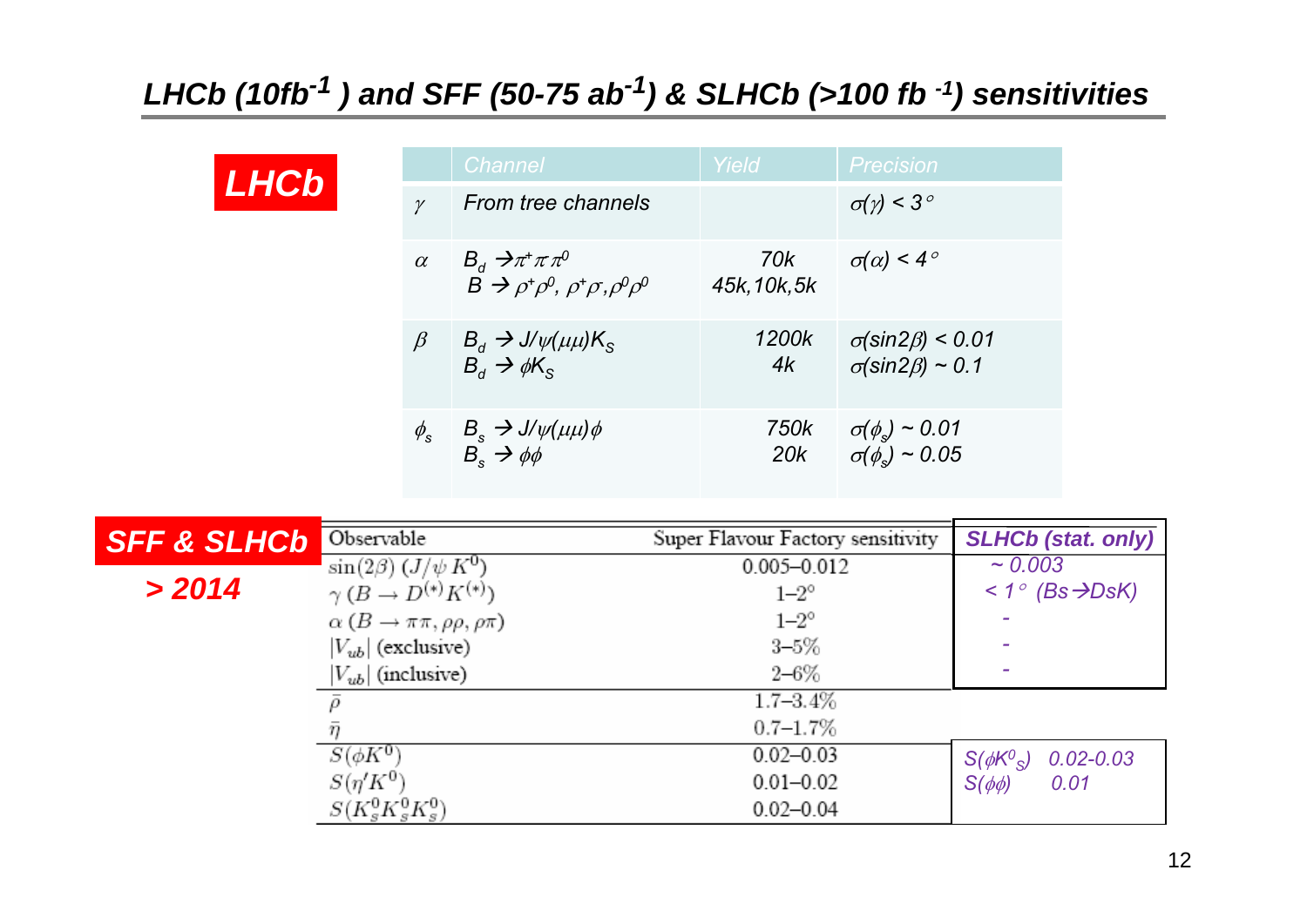## LHCb (10fb$^{-1}$) and SFF (50-75 ab$^{-1}$) & SLHCb (>100 fb$^{-1}$) sensitivities

**LHCb**

| | Channel | Yield | Precision |
|---|---|---|---|
| $\gamma$ | From tree channels | | $\sigma(\gamma) < 3°$ |
| $\alpha$ | $B_d \to \pi^+\pi^-\pi^0$<br>$B \to \rho^+\rho^0, \rho^+\rho^-, \rho^0\rho^0$ | 70k<br>45k,10k,5k | $\sigma(\alpha) < 4°$ |
| $\beta$ | $B_d \to J/\psi(\mu\mu)K_S$<br>$B_d \to \phi K_S$ | 1200k<br>4k | $\sigma(\sin 2\beta) < 0.01$<br>$\sigma(\sin 2\beta) \sim 0.1$ |
| $\phi_s$ | $B_s \to J/\psi(\mu\mu)\phi$<br>$B_s \to \phi\phi$ | 750k<br>20k | $\sigma(\phi_s) \sim 0.01$<br>$\sigma(\phi_s) \sim 0.05$ |

**SFF & SLHCb**

**> 2014**

| Observable | Super Flavour Factory sensitivity | SLHCb (stat. only) |
|---|---|---|
| $\sin(2\beta)$ $(J/\psi K^0)$ | 0.005–0.012 | ~ 0.003 |
| $\gamma$ $(B \to D^{(*)}K^{(*)})$ | 1–2° | < 1° (Bs→DsK) |
| $\alpha$ $(B \to \pi\pi, \rho\rho, \rho\pi)$ | 1–2° | - |
| $\lvert V_{ub}\rvert$ (exclusive) | 3–5% | - |
| $\lvert V_{ub}\rvert$ (inclusive) | 2–6% | - |
| $\bar{\rho}$ | 1.7–3.4% | |
| $\bar{\eta}$ | 0.7–1.7% | |
| $S(\phi K^0)$ | 0.02–0.03 | $S(\phi K^0_S)$ 0.02-0.03 |
| $S(\eta' K^0)$ | 0.01–0.02 | $S(\phi\phi)$ 0.01 |
| $S(K^0_s K^0_s K^0_s)$ | 0.02–0.04 | |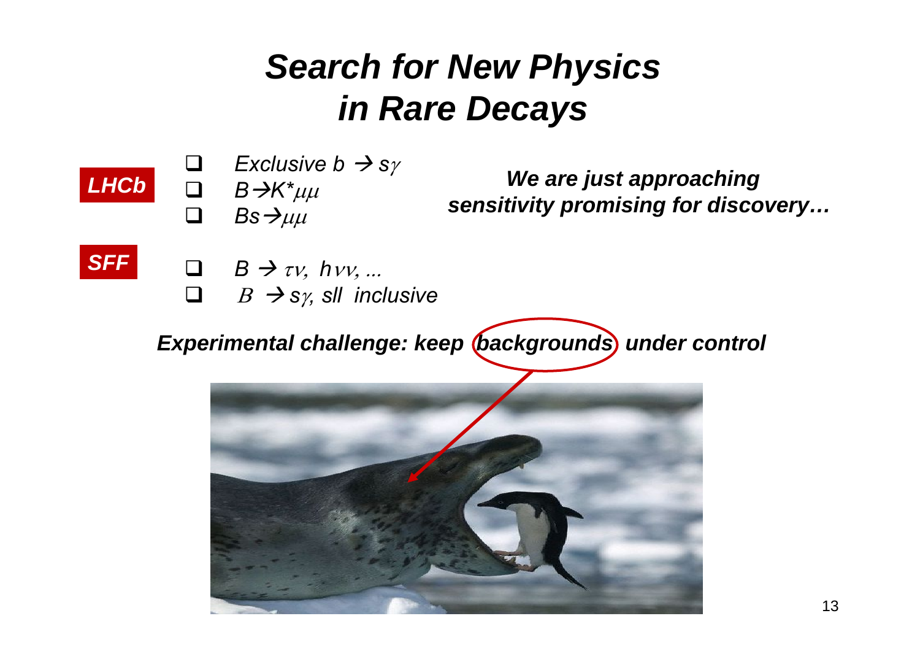# *Search for New Physics in Rare Decays*

**LHCb**

- *Exclusive $b \rightarrow s\gamma$*
- *$B \rightarrow K^*\mu\mu$*
- *$Bs \rightarrow \mu\mu$*

***We are just approaching sensitivity promising for discovery…***

**SFF**

- *$B \rightarrow \tau\nu,\ h\nu\nu, \ldots$*
- *$B \rightarrow s\gamma$, sll inclusive*

***Experimental challenge: keep backgrounds under control***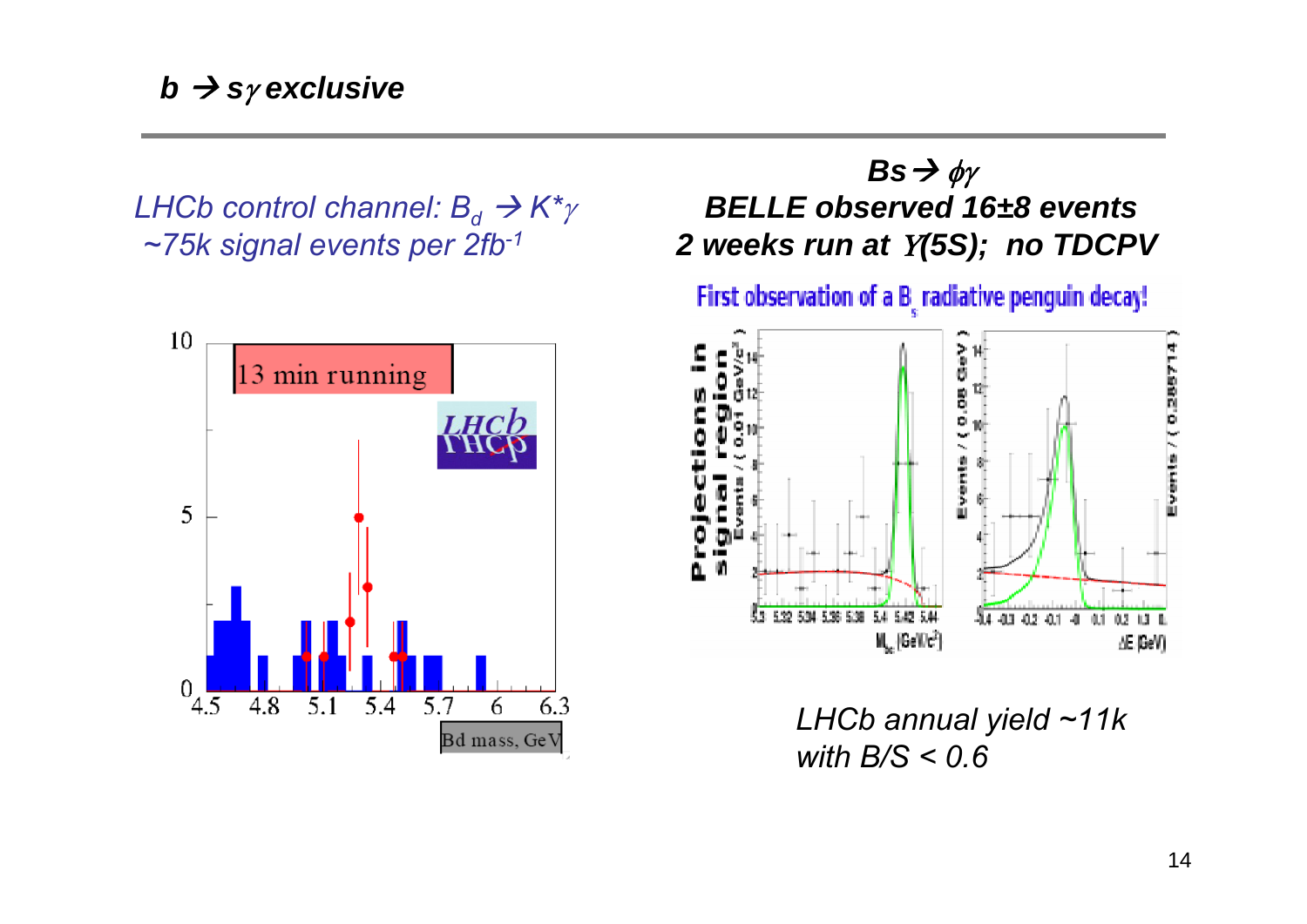## $b \rightarrow s\gamma$ exclusive

*LHCb control channel: $B_d \rightarrow K^*\gamma$*
*~75k signal events per $2fb^{-1}$*

13 min running

### $Bs \rightarrow \phi\gamma$
**BELLE observed 16±8 events**
**2 weeks run at $\Upsilon(5S)$; no TDCPV**

First observation of a $B_s$ radiative penguin decay!

*LHCb annual yield ~11k*
*with B/S < 0.6*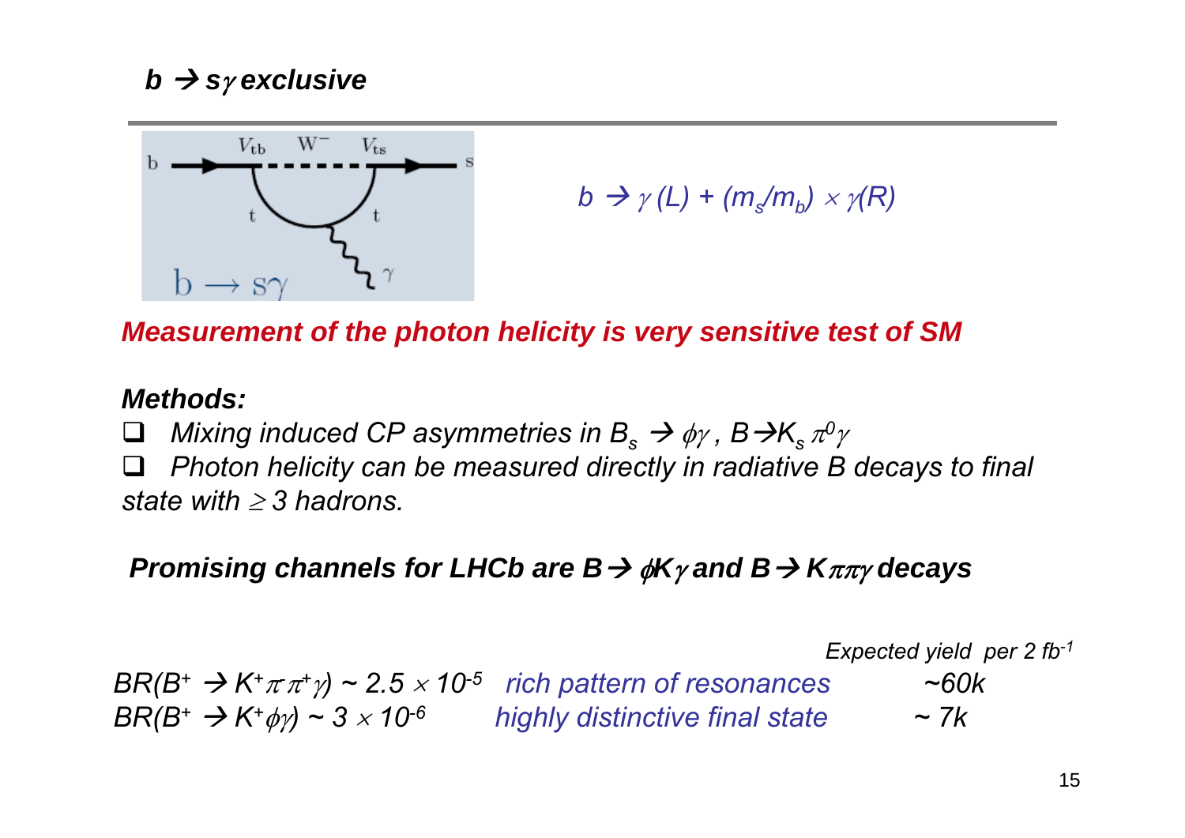## $b \to s\gamma$ exclusive

$$b \to \gamma(L) + (m_s/m_b) \times \gamma(R)$$

***Measurement of the photon helicity is very sensitive test of SM***

***Methods:***

- *Mixing induced CP asymmetries in $B_s \to \phi\gamma$, $B \to K_s \pi^0 \gamma$*
- *Photon helicity can be measured directly in radiative B decays to final state with $\geq 3$ hadrons.*

***Promising channels for LHCb are $B \to \phi K \gamma$ and $B \to K\pi\pi\gamma$ decays***

| | | Expected yield per 2 $fb^{-1}$ |
|---|---|---|
| $BR(B^+ \to K^+\pi^-\pi^+\gamma) \sim 2.5 \times 10^{-5}$ | rich pattern of resonances | ~60k |
| $BR(B^+ \to K^+\phi\gamma) \sim 3 \times 10^{-6}$ | highly distinctive final state | ~ 7k |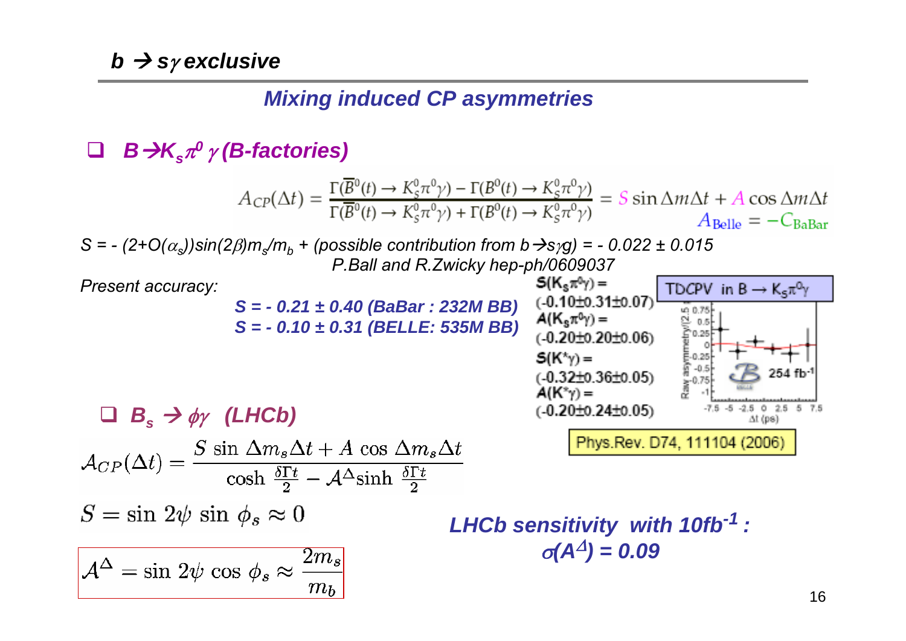## $b \rightarrow s\gamma$ exclusive

### *Mixing induced CP asymmetries*

- ***$B \rightarrow K_s\pi^0\gamma$ (B-factories)***

$$A_{CP}(\Delta t) = \frac{\Gamma(\overline{B}^0(t) \to K_S^0\pi^0\gamma) - \Gamma(B^0(t) \to K_S^0\pi^0\gamma)}{\Gamma(\overline{B}^0(t) \to K_S^0\pi^0\gamma) + \Gamma(B^0(t) \to K_S^0\pi^0\gamma)} = S \sin\Delta m\Delta t + A\cos\Delta m\Delta t$$

$$A_{\mathrm{Belle}} = -C_{\mathrm{BaBar}}$$

*$S = -(2+O(\alpha_s))\sin(2\beta)m_s/m_b$ + (possible contribution from $b \rightarrow s\gamma g$) = - 0.022 ± 0.015*

*P.Ball and R.Zwicky hep-ph/0609037*

*Present accuracy:*

***S = - 0.21 ± 0.40 (BaBar : 232M BB)***
***S = - 0.10 ± 0.31 (BELLE: 535M BB)***

$S(K_s\pi^0\gamma)$ = (-0.10±0.31±0.07)
$A(K_s\pi^0\gamma)$ = (-0.20±0.20±0.06)
$S(K^*\gamma)$ = (-0.32±0.36±0.05)
$A(K^*\gamma)$ = (-0.20±0.24±0.05)

TDCPV in $B \rightarrow K_s\pi^0\gamma$

Raw asymmetry/(2.5 ps)

254 fb[-1]

Δt (ps)

Phys.Rev. D74, 111104 (2006)

- ***$B_s \rightarrow \phi\gamma$ (LHCb)***

$$\mathcal{A}_{CP}(\Delta t) = \frac{S\ \sin\ \Delta m_s \Delta t + A\ \cos\ \Delta m_s \Delta t}{\cosh\ \frac{\delta\Gamma t}{2} - \mathcal{A}^{\Delta}\sinh\ \frac{\delta\Gamma t}{2}}$$

$$S = \sin\ 2\psi\ \sin\ \phi_s \approx 0$$

$$\mathcal{A}^{\Delta} = \sin\ 2\psi\ \cos\ \phi_s \approx \frac{2m_s}{m_b}$$

***LHCb sensitivity with 10fb$^{-1}$ :***
***$\sigma(A^{\Delta}) = 0.09$***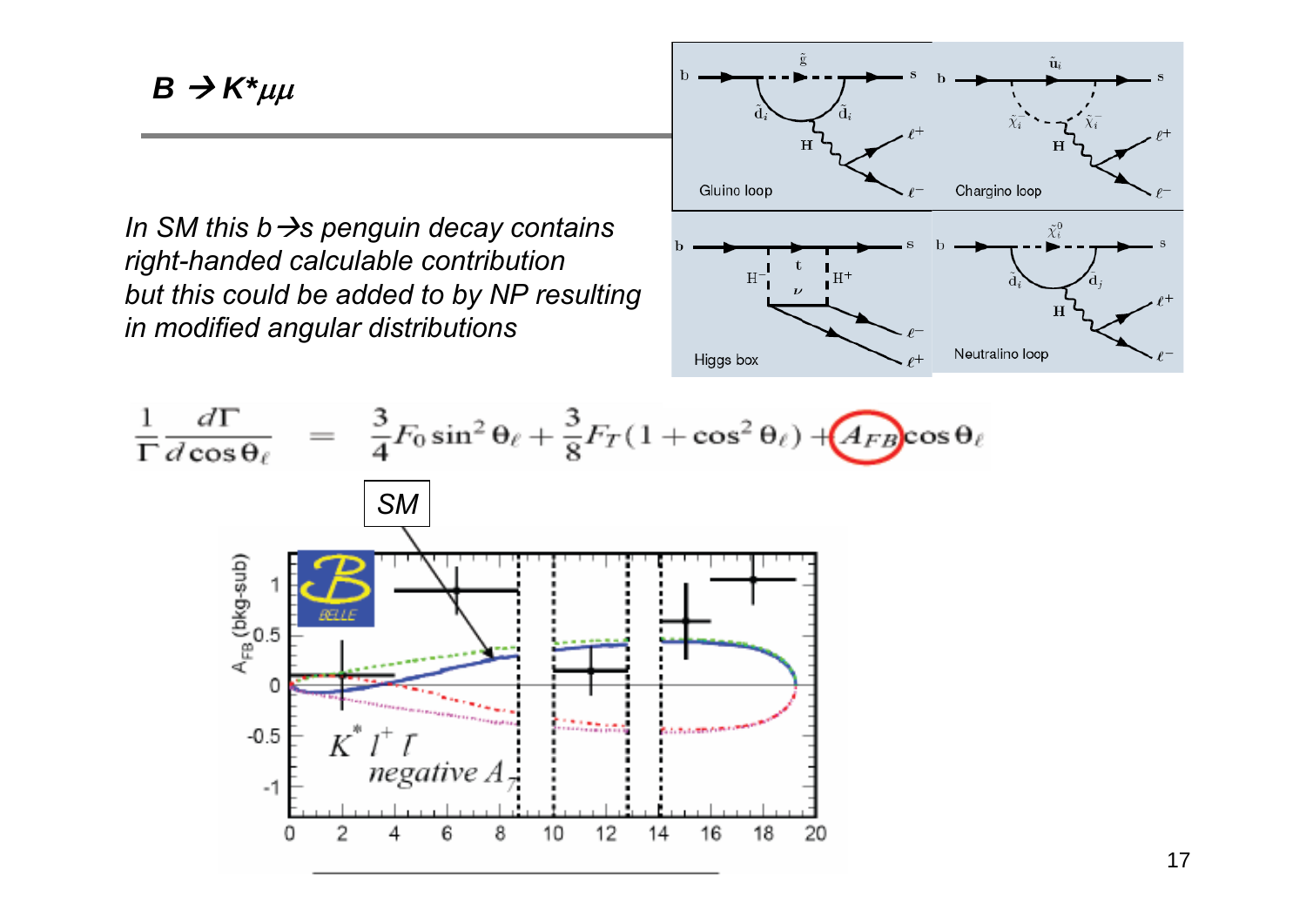## $B \rightarrow K^*\mu\mu$

*In SM this b→s penguin decay contains right-handed calculable contribution but this could be added to by NP resulting in modified angular distributions*

$$\frac{1}{\Gamma}\frac{d\Gamma}{d\cos\theta_\ell} = \frac{3}{4}F_0\sin^2\theta_\ell + \frac{3}{8}F_T(1+\cos^2\theta_\ell) + A_{FB}\cos\theta_\ell$$

SM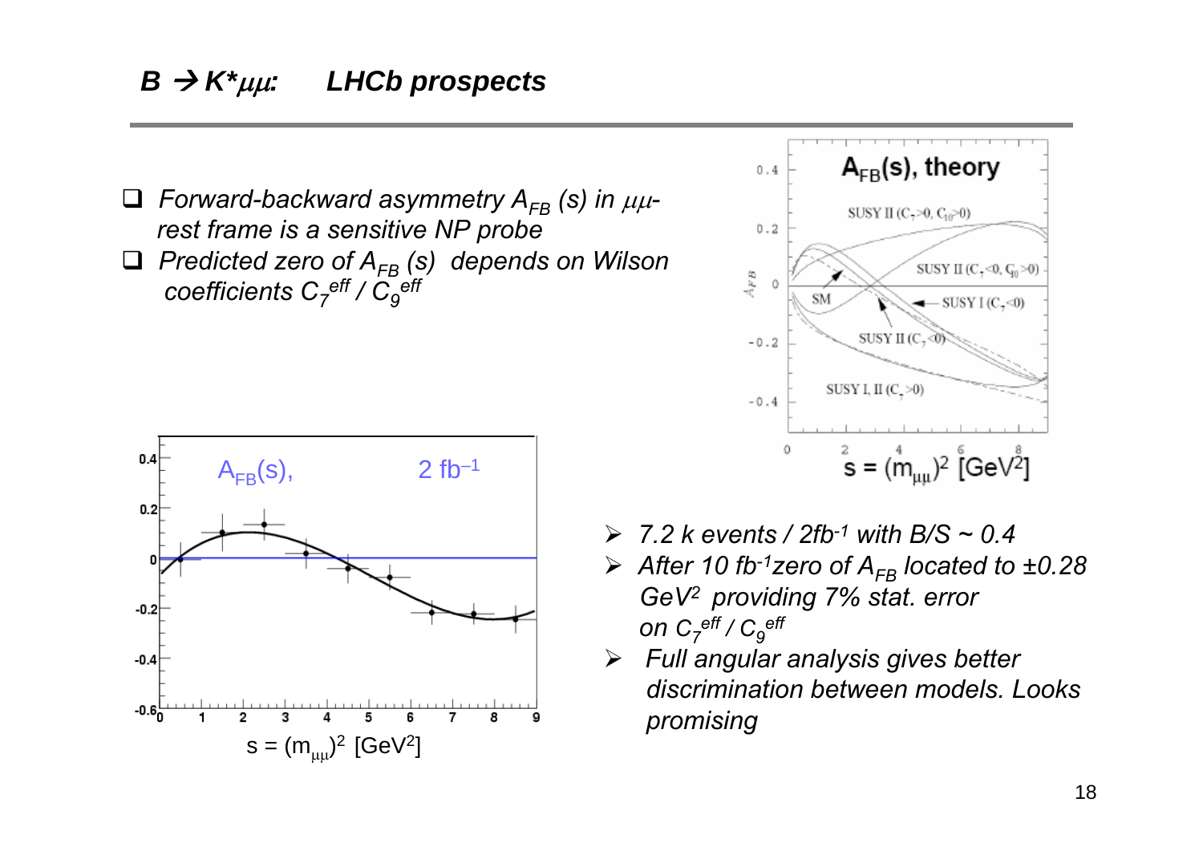## *$B \to K^*\mu\mu$: LHCb prospects*

- *Forward-backward asymmetry $A_{FB}$ (s) in $\mu\mu$-rest frame is a sensitive NP probe*
- *Predicted zero of $A_{FB}$ (s) depends on Wilson coefficients $C_7^{eff} / C_9^{eff}$*

- *7.2 k events / 2fb$^{-1}$ with B/S ~ 0.4*
- *After 10 fb$^{-1}$ zero of $A_{FB}$ located to ±0.28 GeV$^2$ providing 7% stat. error on $C_7^{eff} / C_9^{eff}$*
- *Full angular analysis gives better discrimination between models. Looks promising*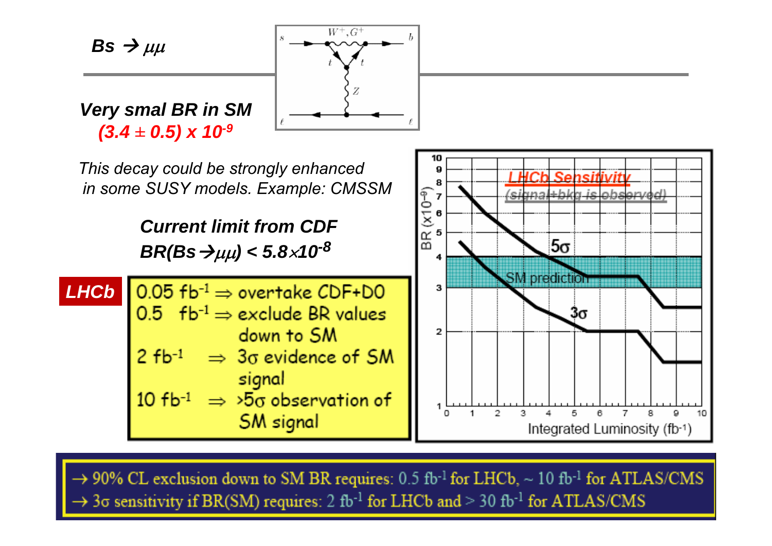## $B_s \rightarrow \mu\mu$

***Very smal BR in SM***
***$(3.4 \pm 0.5) \times 10^{-9}$***

*This decay could be strongly enhanced in some SUSY models. Example: CMSSM*

***Current limit from CDF***
***$BR(B_s \rightarrow \mu\mu) < 5.8 \times 10^{-8}$***

**LHCb**

- $0.05\ fb^{-1} \Rightarrow$ overtake CDF+D0
- $0.5\ fb^{-1} \Rightarrow$ exclude BR values down to SM
- $2\ fb^{-1} \Rightarrow 3\sigma$ evidence of SM signal
- $10\ fb^{-1} \Rightarrow >5\sigma$ observation of SM signal

→ 90% CL exclusion down to SM BR requires: $0.5\ fb^{-1}$ for LHCb, ~ $10\ fb^{-1}$ for ATLAS/CMS
→ $3\sigma$ sensitivity if BR(SM) requires: $2\ fb^{-1}$ for LHCb and > $30\ fb^{-1}$ for ATLAS/CMS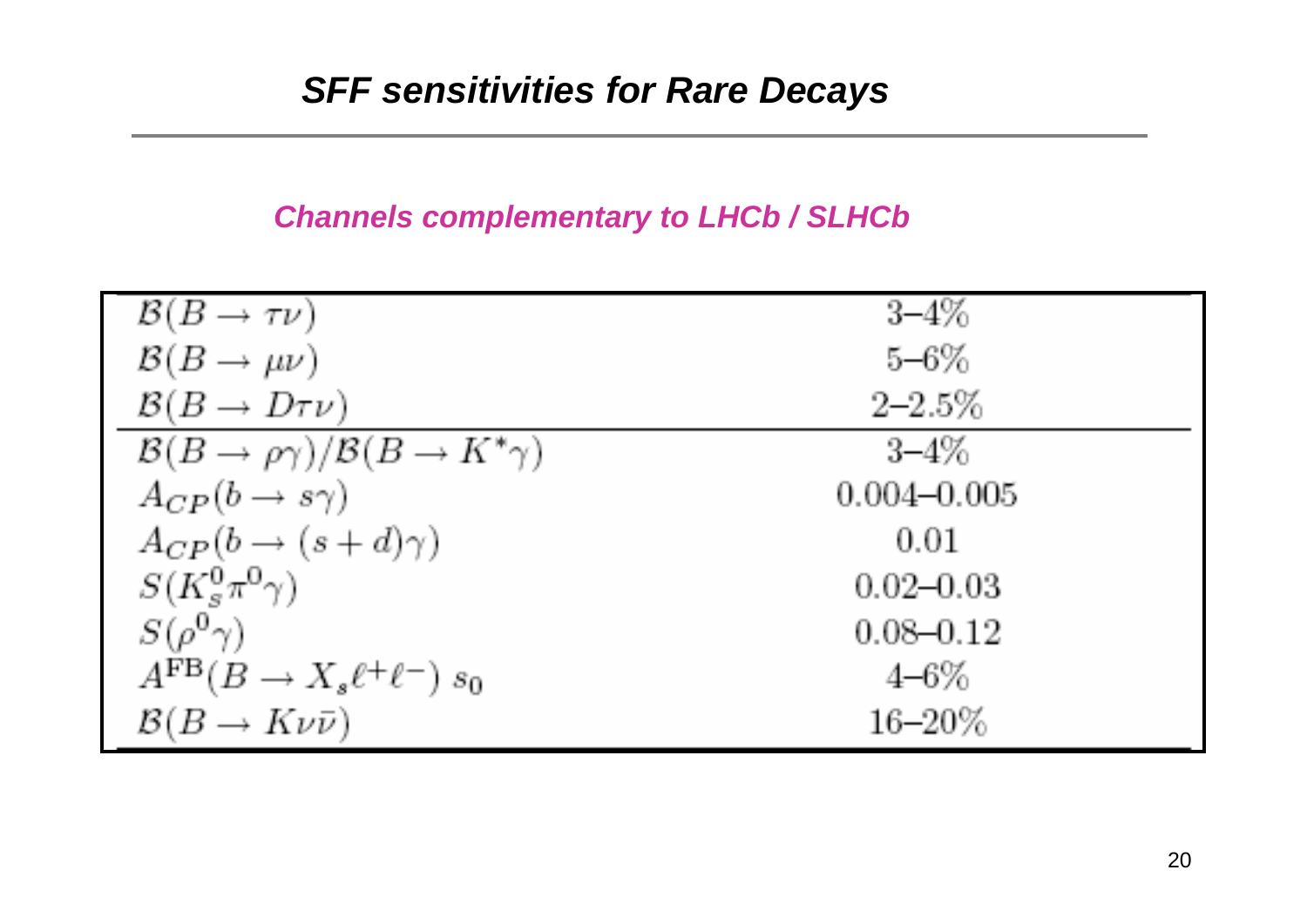## SFF sensitivities for Rare Decays

*Channels complementary to LHCb / SLHCb*

| | |
|---|---|
| $\mathcal{B}(B \to \tau\nu)$ | 3–4% |
| $\mathcal{B}(B \to \mu\nu)$ | 5–6% |
| $\mathcal{B}(B \to D\tau\nu)$ | 2–2.5% |
| $\mathcal{B}(B \to \rho\gamma)/\mathcal{B}(B \to K^*\gamma)$ | 3–4% |
| $A_{CP}(b \to s\gamma)$ | 0.004–0.005 |
| $A_{CP}(b \to (s+d)\gamma)$ | 0.01 |
| $S(K_s^0\pi^0\gamma)$ | 0.02–0.03 |
| $S(\rho^0\gamma)$ | 0.08–0.12 |
| $A^{\mathrm{FB}}(B \to X_s\ell^+\ell^-)\ s_0$ | 4–6% |
| $\mathcal{B}(B \to K\nu\bar{\nu})$ | 16–20% |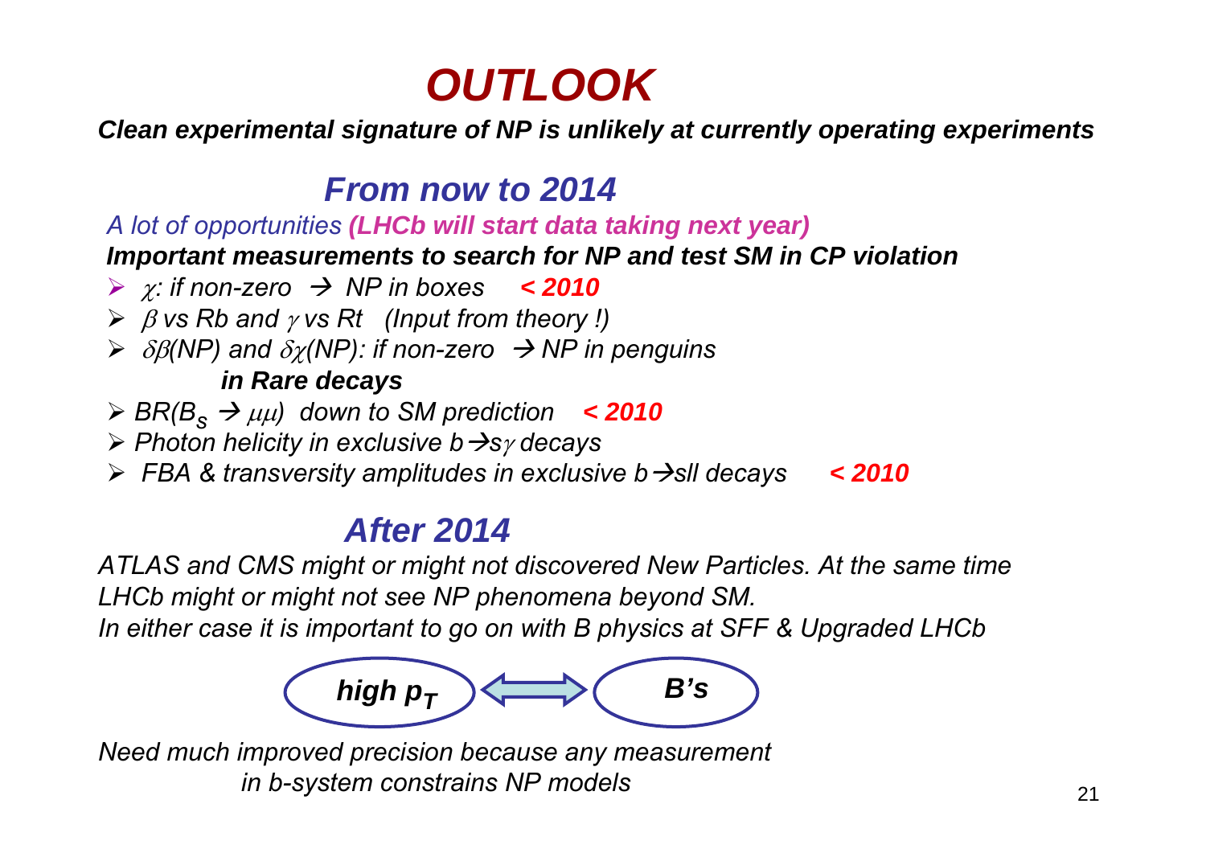# *OUTLOOK*

***Clean experimental signature of NP is unlikely at currently operating experiments***

## *From now to 2014*

*A lot of opportunities* ***(LHCb will start data taking next year)***

***Important measurements to search for NP and test SM in CP violation***

- *$\chi$: if non-zero $\rightarrow$ NP in boxes* ***< 2010***
- *$\beta$ vs Rb and $\gamma$ vs Rt (Input from theory !)*
- *$\delta\beta$(NP) and $\delta\chi$(NP): if non-zero $\rightarrow$ NP in penguins*

***in Rare decays***

- *BR($B_s \rightarrow \mu\mu$) down to SM prediction* ***< 2010***
- *Photon helicity in exclusive $b \rightarrow s\gamma$ decays*
- *FBA & transversity amplitudes in exclusive $b \rightarrow sll$ decays* ***< 2010***

## *After 2014*

*ATLAS and CMS might or might not discovered New Particles. At the same time LHCb might or might not see NP phenomena beyond SM.*
*In either case it is important to go on with B physics at SFF & Upgraded LHCb*

***high $p_T$*** ⟺ ***B's***

*Need much improved precision because any measurement in b-system constrains NP models*